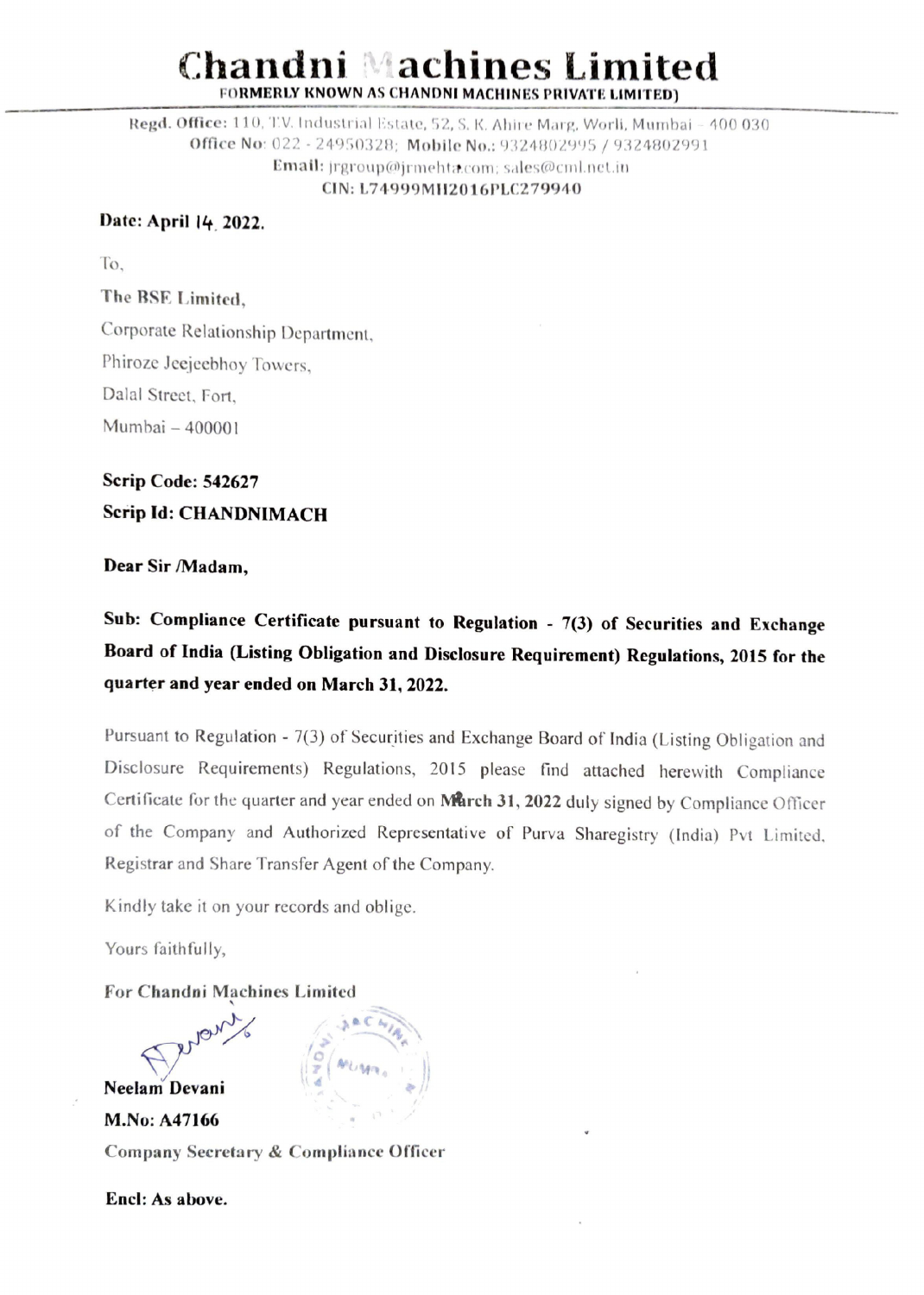# Chandni Machines Limited

**FORMERLY KNOWN AS CHANDNI MACHINES PRIVATE LIMITED)**

**Regd. Office:** 110, T.V. Industrial Estate, 52, S. K. Ahire Marg, Worli, Mumbai - 400 030
**Office No:** 022 - 24950328; **Mobile No.:** 9324802995 / 9324802991
**Email:** jrgroup@jrmehta.com; sales@cml.net.in
**CIN: L74999MH2016PLC279940**

**Date: April 14, 2022.**

To,

**The BSE Limited,**
Corporate Relationship Department,
Phiroze Jeejeebhoy Towers,
Dalal Street, Fort,
Mumbai – 400001

**Scrip Code: 542627**
**Scrip Id: CHANDNIMACH**

**Dear Sir /Madam,**

**Sub: Compliance Certificate pursuant to Regulation - 7(3) of Securities and Exchange Board of India (Listing Obligation and Disclosure Requirement) Regulations, 2015 for the quarter and year ended on March 31, 2022.**

Pursuant to Regulation - 7(3) of Securities and Exchange Board of India (Listing Obligation and Disclosure Requirements) Regulations, 2015 please find attached herewith Compliance Certificate for the quarter and year ended on **March 31, 2022** duly signed by Compliance Officer of the Company and Authorized Representative of Purva Sharegistry (India) Pvt Limited, Registrar and Share Transfer Agent of the Company.

Kindly take it on your records and oblige.

Yours faithfully,

**For Chandni Machines Limited**

**Neelam Devani**
**M.No: A47166**
**Company Secretary & Compliance Officer**

**Encl: As above.**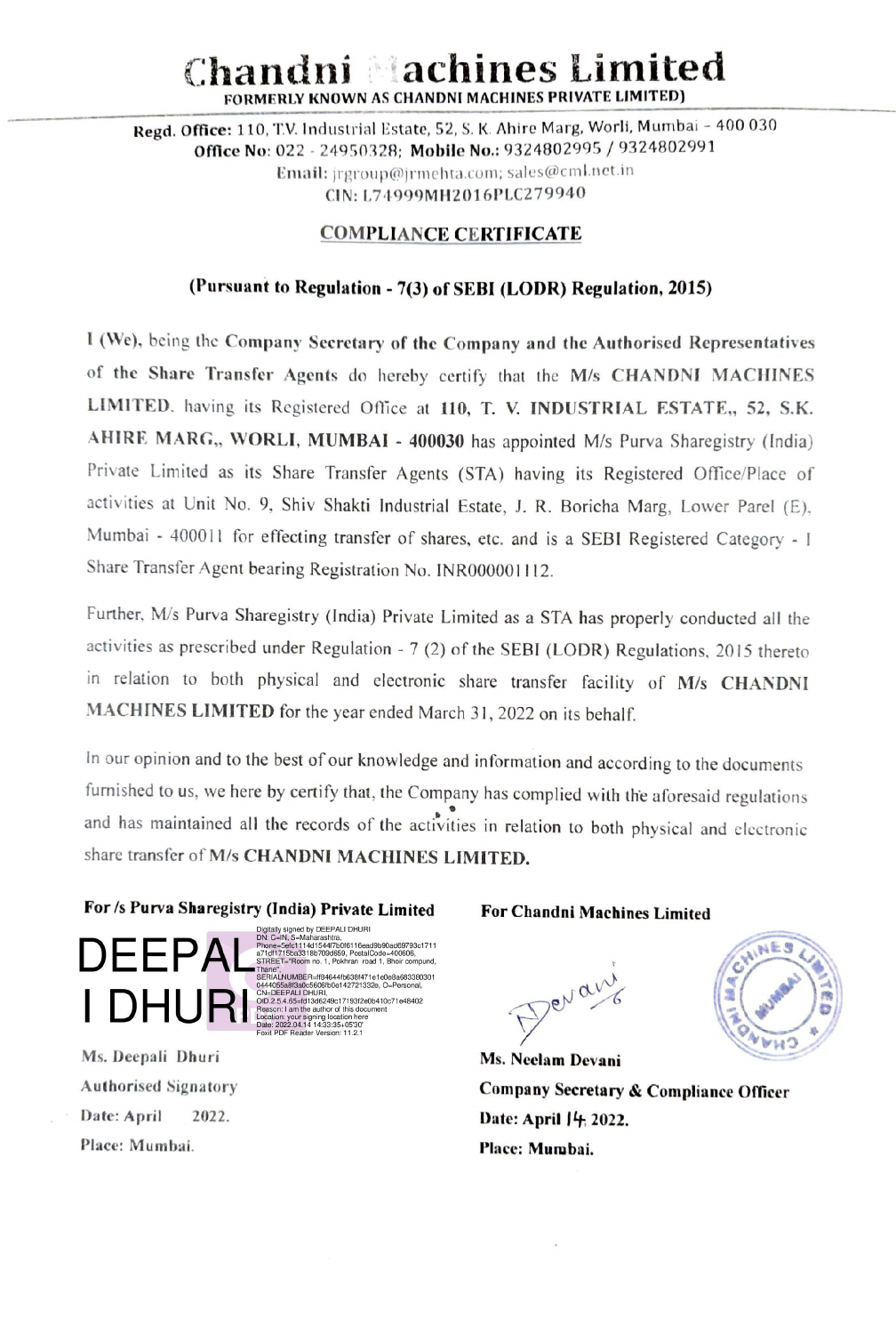# Chandni Machines Limited

**FORMERLY KNOWN AS CHANDNI MACHINES PRIVATE LIMITED)**

**Regd. Office:** 110, T.V. Industrial Estate, 52, S. K. Ahire Marg, Worli, Mumbai - 400 030
**Office No:** 022 - 24950328; **Mobile No.:** 9324802995 / 9324802991
**Email:** jrgroup@jrmehta.com; sales@cml.net.in
CIN: L74999MH2016PLC279940

## COMPLIANCE CERTIFICATE

**(Pursuant to Regulation - 7(3) of SEBI (LODR) Regulation, 2015)**

I (We), being the **Company Secretary of the Company and the Authorised Representatives** of the **Share Transfer Agents** do hereby certify that the **M/s CHANDNI MACHINES LIMITED**, having its Registered Office at **110, T. V. INDUSTRIAL ESTATE,, 52, S.K. AHIRE MARG,, WORLI, MUMBAI - 400030** has appointed M/s Purva Sharegistry (India) Private Limited as its Share Transfer Agents (STA) having its Registered Office/Place of activities at Unit No. 9, Shiv Shakti Industrial Estate, J. R. Boricha Marg, Lower Parel (E), Mumbai - 400011 for effecting transfer of shares, etc. and is a SEBI Registered Category - I Share Transfer Agent bearing Registration No. INR000001112.

Further, M/s Purva Sharegistry (India) Private Limited as a STA has properly conducted all the activities as prescribed under Regulation - 7 (2) of the SEBI (LODR) Regulations, 2015 thereto in relation to both physical and electronic share transfer facility of **M/s CHANDNI MACHINES LIMITED** for the year ended March 31, 2022 on its behalf.

In our opinion and to the best of our knowledge and information and according to the documents furnished to us, we here by certify that, the Company has complied with the aforesaid regulations and has maintained all the records of the activities in relation to both physical and electronic share transfer of **M/s CHANDNI MACHINES LIMITED.**

**For /s Purva Sharegistry (India) Private Limited**

DEEPALI DHURI

Digitally signed by DEEPALI DHURI
Date: 2022.04.14 14:33:35 +05'30'

Ms. Deepali Dhuri
Authorised Signatory
Date: April 2022.
Place: Mumbai.

**For Chandni Machines Limited**

**Ms. Neelam Devani**
**Company Secretary & Compliance Officer**
**Date: April 14 2022.**
**Place: Mumbai.**